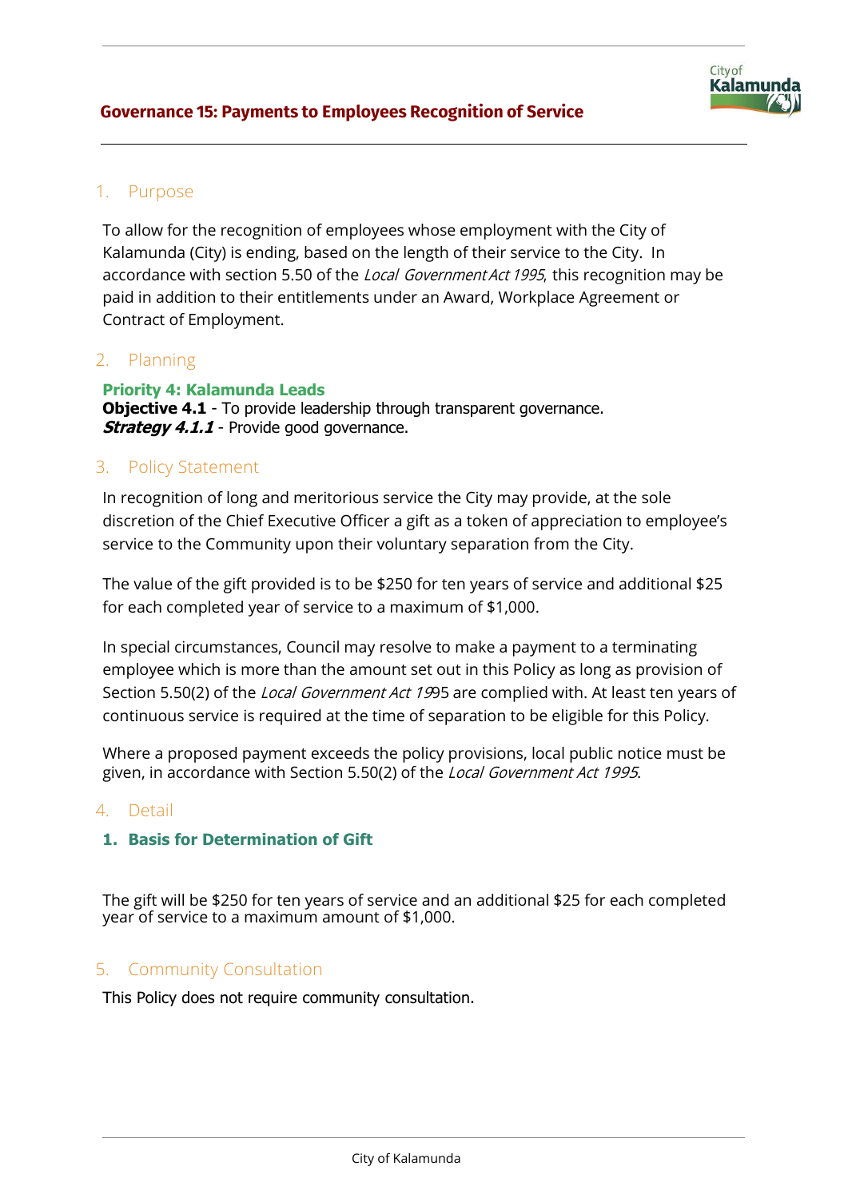# Governance 15: Payments to Employees Recognition of Service

## 1. Purpose

To allow for the recognition of employees whose employment with the City of Kalamunda (City) is ending, based on the length of their service to the City. In accordance with section 5.50 of the *Local Government Act 1995*, this recognition may be paid in addition to their entitlements under an Award, Workplace Agreement or Contract of Employment.

## 2. Planning

**Priority 4: Kalamunda Leads**
**Objective 4.1** - To provide leadership through transparent governance.
***Strategy 4.1.1*** - Provide good governance.

## 3. Policy Statement

In recognition of long and meritorious service the City may provide, at the sole discretion of the Chief Executive Officer a gift as a token of appreciation to employee's service to the Community upon their voluntary separation from the City.

The value of the gift provided is to be $250 for ten years of service and additional $25 for each completed year of service to a maximum of $1,000.

In special circumstances, Council may resolve to make a payment to a terminating employee which is more than the amount set out in this Policy as long as provision of Section 5.50(2) of the *Local Government Act 19*95 are complied with. At least ten years of continuous service is required at the time of separation to be eligible for this Policy.

Where a proposed payment exceeds the policy provisions, local public notice must be given, in accordance with Section 5.50(2) of the *Local Government Act 1995*.

## 4. Detail

### 1. Basis for Determination of Gift

The gift will be $250 for ten years of service and an additional $25 for each completed year of service to a maximum amount of $1,000.

## 5. Community Consultation

This Policy does not require community consultation.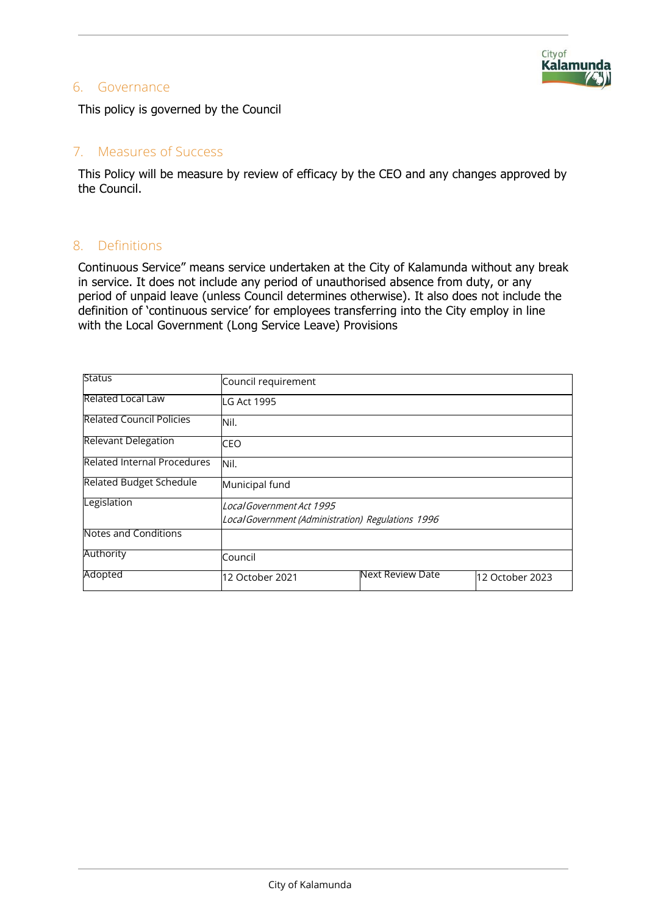## 6. Governance

This policy is governed by the Council

## 7. Measures of Success

This Policy will be measure by review of efficacy by the CEO and any changes approved by the Council.

## 8. Definitions

Continuous Service" means service undertaken at the City of Kalamunda without any break in service. It does not include any period of unauthorised absence from duty, or any period of unpaid leave (unless Council determines otherwise). It also does not include the definition of 'continuous service' for employees transferring into the City employ in line with the Local Government (Long Service Leave) Provisions

| | | | |
|---|---|---|---|
| Status | Council requirement | | |
| Related Local Law | LG Act 1995 | | |
| Related Council Policies | Nil. | | |
| Relevant Delegation | CEO | | |
| Related Internal Procedures | Nil. | | |
| Related Budget Schedule | Municipal fund | | |
| Legislation | *Local Government Act 1995*<br>*Local Government (Administration) Regulations 1996* | | |
| Notes and Conditions | | | |
| Authority | Council | | |
| Adopted | 12 October 2021 | Next Review Date | 12 October 2023 |